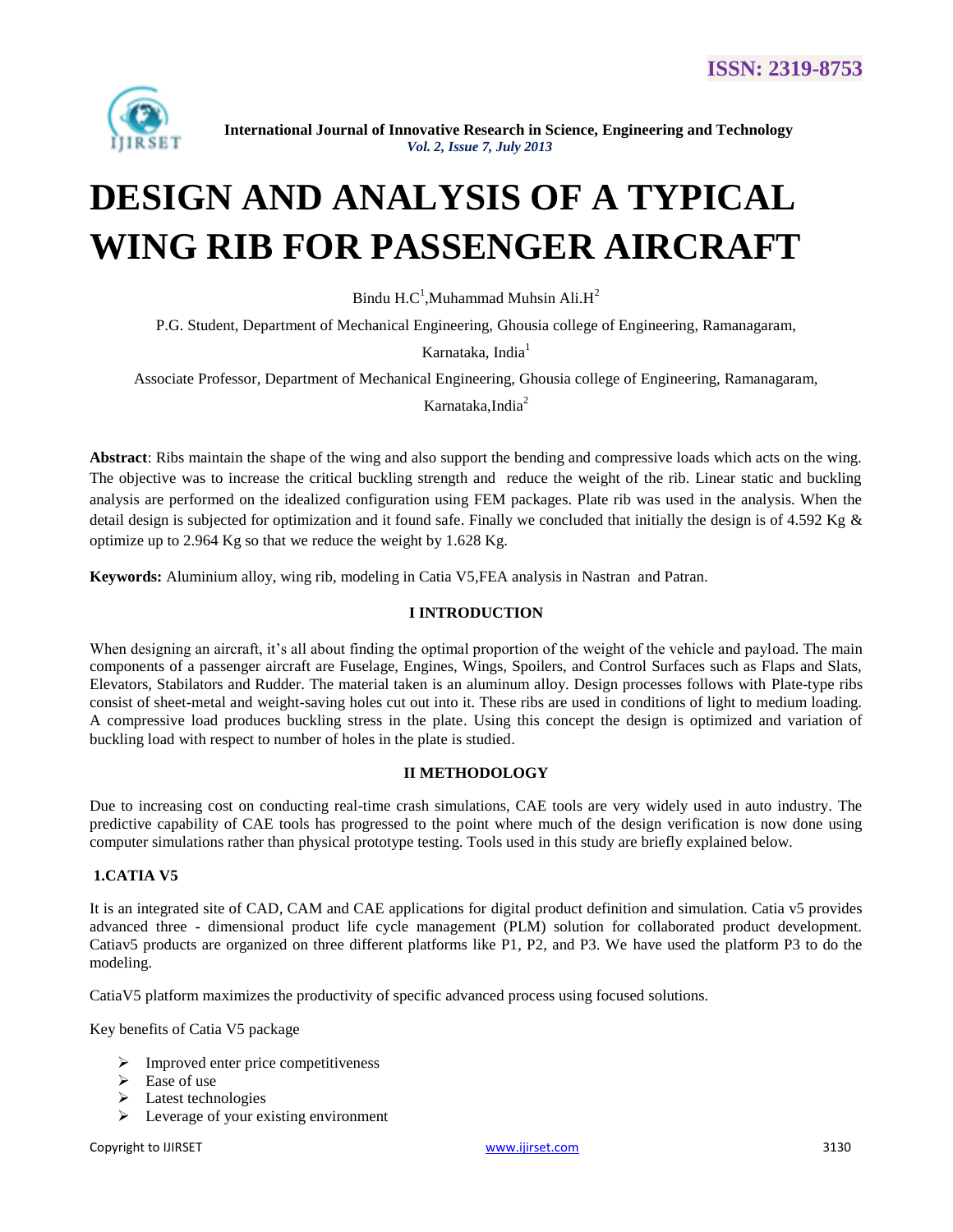# DESIGN AND ANALYSIS OF A TYPICAL WING RIB FOR PASSENGER AIRCRAFT

Bindu H.C[1],Muhammad Muhsin Ali.H[2]

P.G. Student, Department of Mechanical Engineering, Ghousia college of Engineering, Ramanagaram, Karnataka, India[1]

Associate Professor, Department of Mechanical Engineering, Ghousia college of Engineering, Ramanagaram, Karnataka,India[2]

**Abstract**: Ribs maintain the shape of the wing and also support the bending and compressive loads which acts on the wing. The objective was to increase the critical buckling strength and reduce the weight of the rib. Linear static and buckling analysis are performed on the idealized configuration using FEM packages. Plate rib was used in the analysis. When the detail design is subjected for optimization and it found safe. Finally we concluded that initially the design is of 4.592 Kg & optimize up to 2.964 Kg so that we reduce the weight by 1.628 Kg.

**Keywords:** Aluminium alloy, wing rib, modeling in Catia V5,FEA analysis in Nastran and Patran.

## I INTRODUCTION

When designing an aircraft, it's all about finding the optimal proportion of the weight of the vehicle and payload. The main components of a passenger aircraft are Fuselage, Engines, Wings, Spoilers, and Control Surfaces such as Flaps and Slats, Elevators, Stabilators and Rudder. The material taken is an aluminum alloy. Design processes follows with Plate-type ribs consist of sheet-metal and weight-saving holes cut out into it. These ribs are used in conditions of light to medium loading. A compressive load produces buckling stress in the plate. Using this concept the design is optimized and variation of buckling load with respect to number of holes in the plate is studied.

## II METHODOLOGY

Due to increasing cost on conducting real-time crash simulations, CAE tools are very widely used in auto industry. The predictive capability of CAE tools has progressed to the point where much of the design verification is now done using computer simulations rather than physical prototype testing. Tools used in this study are briefly explained below.

### 1.CATIA V5

It is an integrated site of CAD, CAM and CAE applications for digital product definition and simulation. Catia v5 provides advanced three - dimensional product life cycle management (PLM) solution for collaborated product development. Catiav5 products are organized on three different platforms like P1, P2, and P3. We have used the platform P3 to do the modeling.

CatiaV5 platform maximizes the productivity of specific advanced process using focused solutions.

Key benefits of Catia V5 package

- Improved enter price competitiveness
- Ease of use
- Latest technologies
- Leverage of your existing environment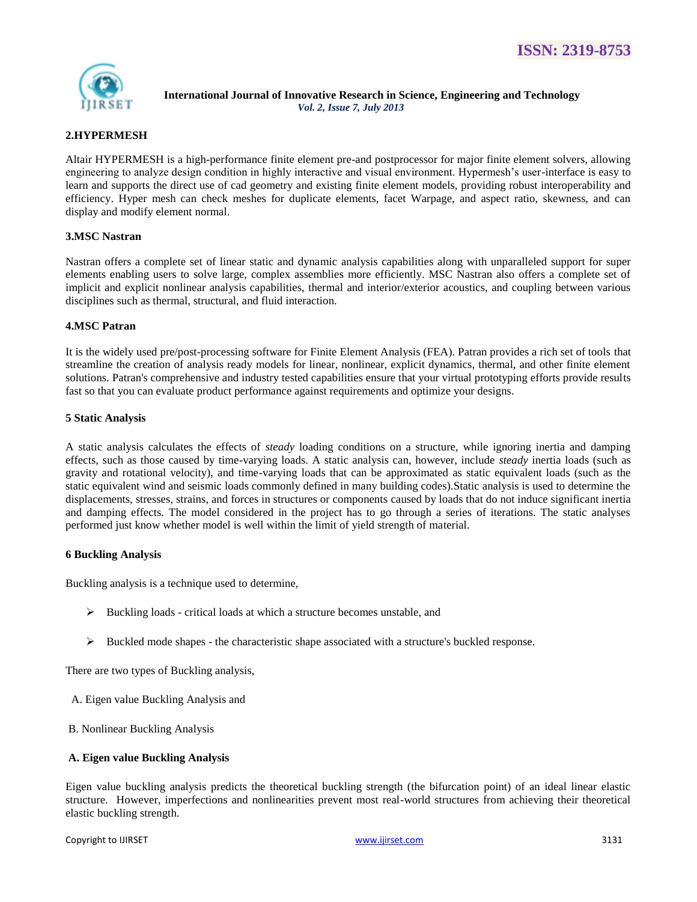## 2.HYPERMESH

Altair HYPERMESH is a high-performance finite element pre-and postprocessor for major finite element solvers, allowing engineering to analyze design condition in highly interactive and visual environment. Hypermesh's user-interface is easy to learn and supports the direct use of cad geometry and existing finite element models, providing robust interoperability and efficiency. Hyper mesh can check meshes for duplicate elements, facet Warpage, and aspect ratio, skewness, and can display and modify element normal.

## 3.MSC Nastran

Nastran offers a complete set of linear static and dynamic analysis capabilities along with unparalleled support for super elements enabling users to solve large, complex assemblies more efficiently. MSC Nastran also offers a complete set of implicit and explicit nonlinear analysis capabilities, thermal and interior/exterior acoustics, and coupling between various disciplines such as thermal, structural, and fluid interaction.

## 4.MSC Patran

It is the widely used pre/post-processing software for Finite Element Analysis (FEA). Patran provides a rich set of tools that streamline the creation of analysis ready models for linear, nonlinear, explicit dynamics, thermal, and other finite element solutions. Patran's comprehensive and industry tested capabilities ensure that your virtual prototyping efforts provide results fast so that you can evaluate product performance against requirements and optimize your designs.

## 5 Static Analysis

A static analysis calculates the effects of *steady* loading conditions on a structure, while ignoring inertia and damping effects, such as those caused by time-varying loads. A static analysis can, however, include *steady* inertia loads (such as gravity and rotational velocity), and time-varying loads that can be approximated as static equivalent loads (such as the static equivalent wind and seismic loads commonly defined in many building codes).Static analysis is used to determine the displacements, stresses, strains, and forces in structures or components caused by loads that do not induce significant inertia and damping effects. The model considered in the project has to go through a series of iterations. The static analyses performed just know whether model is well within the limit of yield strength of material.

## 6 Buckling Analysis

Buckling analysis is a technique used to determine,

- Buckling loads - critical loads at which a structure becomes unstable, and
- Buckled mode shapes - the characteristic shape associated with a structure's buckled response.

There are two types of Buckling analysis,

A. Eigen value Buckling Analysis and

B. Nonlinear Buckling Analysis

### A. Eigen value Buckling Analysis

Eigen value buckling analysis predicts the theoretical buckling strength (the bifurcation point) of an ideal linear elastic structure. However, imperfections and nonlinearities prevent most real-world structures from achieving their theoretical elastic buckling strength.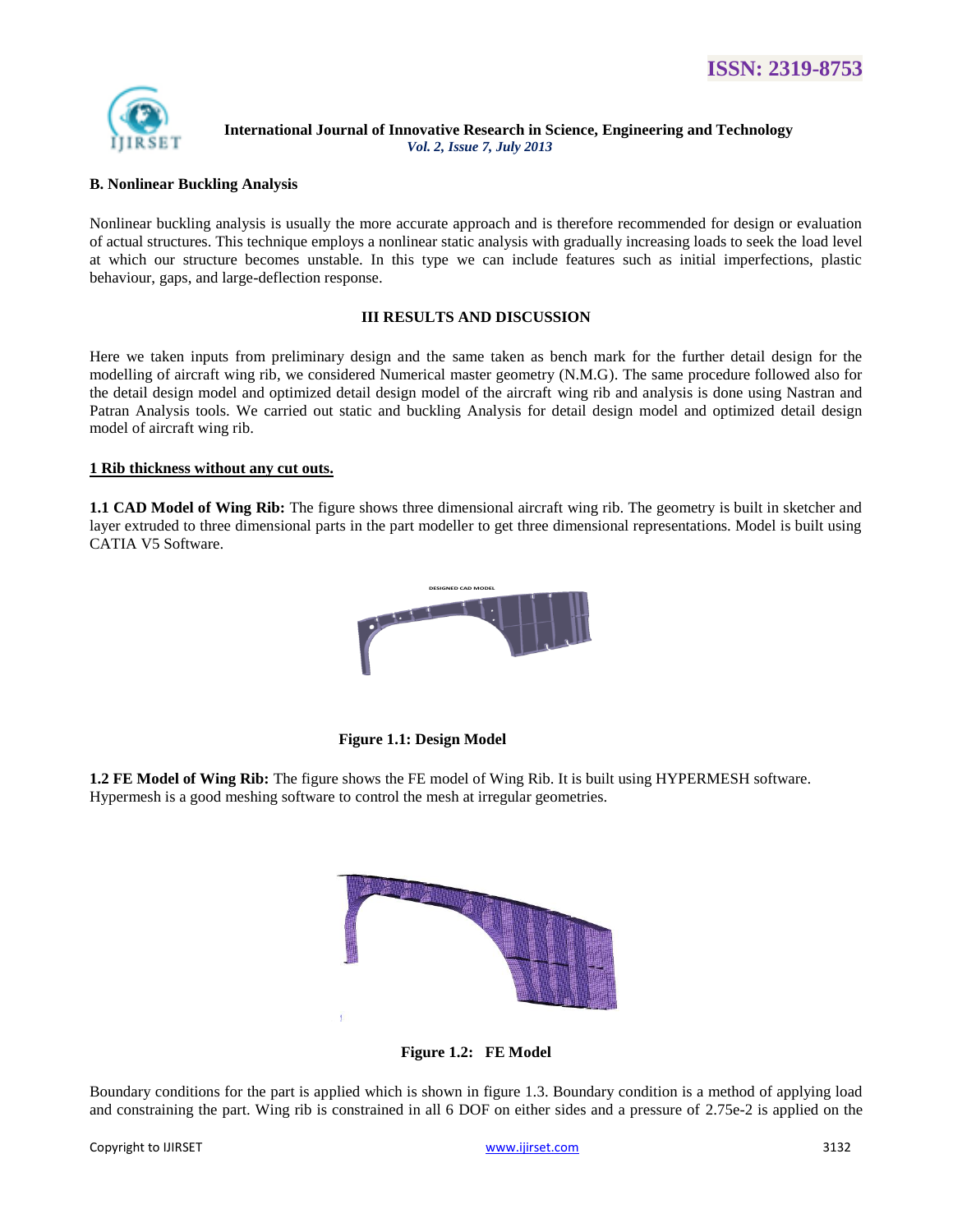### B. Nonlinear Buckling Analysis

Nonlinear buckling analysis is usually the more accurate approach and is therefore recommended for design or evaluation of actual structures. This technique employs a nonlinear static analysis with gradually increasing loads to seek the load level at which our structure becomes unstable. In this type we can include features such as initial imperfections, plastic behaviour, gaps, and large-deflection response.

## III RESULTS AND DISCUSSION

Here we taken inputs from preliminary design and the same taken as bench mark for the further detail design for the modelling of aircraft wing rib, we considered Numerical master geometry (N.M.G). The same procedure followed also for the detail design model and optimized detail design model of the aircraft wing rib and analysis is done using Nastran and Patran Analysis tools. We carried out static and buckling Analysis for detail design model and optimized detail design model of aircraft wing rib.

### 1 Rib thickness without any cut outs.

**1.1 CAD Model of Wing Rib:** The figure shows three dimensional aircraft wing rib. The geometry is built in sketcher and layer extruded to three dimensional parts in the part modeller to get three dimensional representations. Model is built using CATIA V5 Software.

**Figure 1.1: Design Model**

**1.2 FE Model of Wing Rib:** The figure shows the FE model of Wing Rib. It is built using HYPERMESH software. Hypermesh is a good meshing software to control the mesh at irregular geometries.

**Figure 1.2: FE Model**

Boundary conditions for the part is applied which is shown in figure 1.3. Boundary condition is a method of applying load and constraining the part. Wing rib is constrained in all 6 DOF on either sides and a pressure of 2.75e-2 is applied on the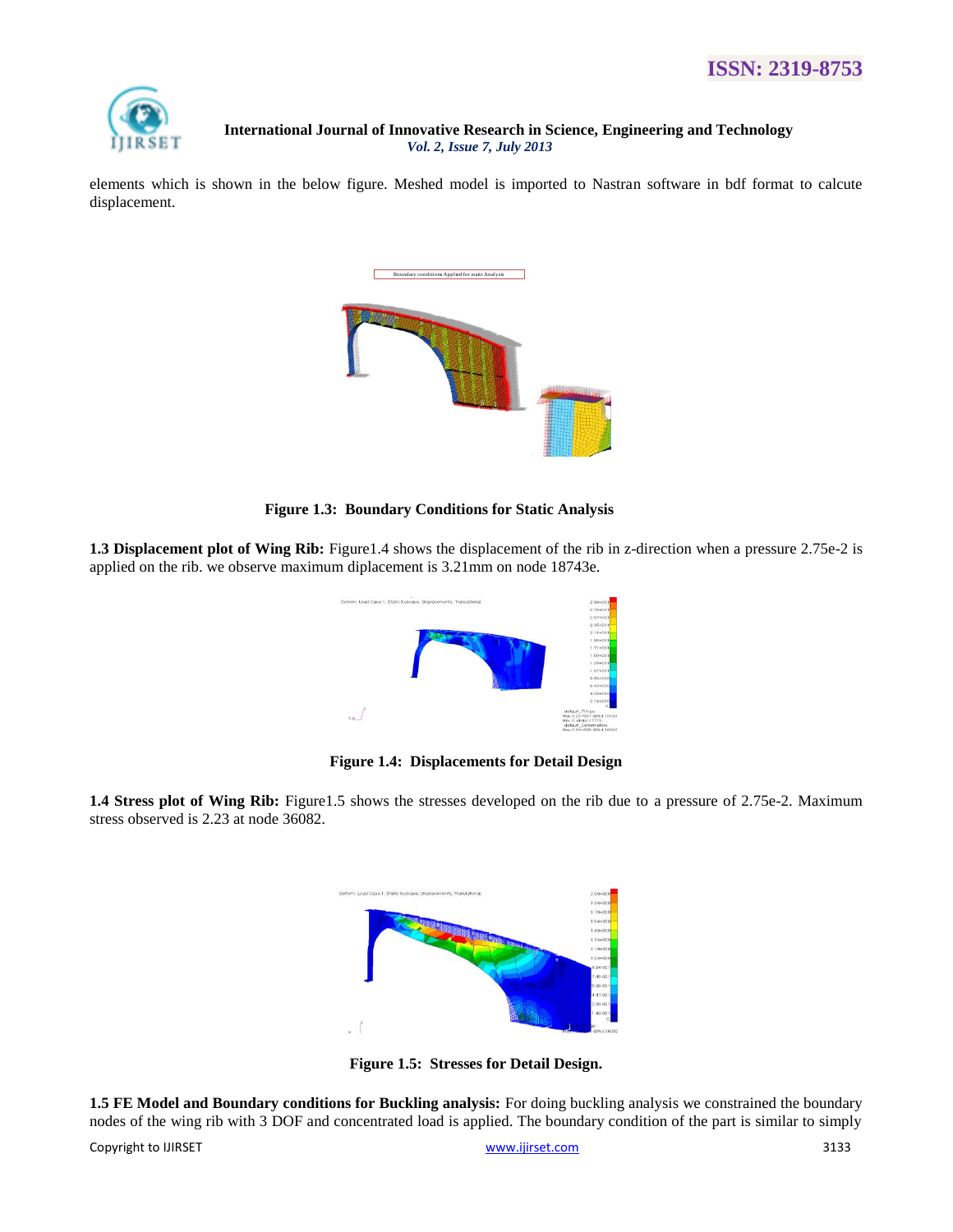elements which is shown in the below figure. Meshed model is imported to Nastran software in bdf format to calcute displacement.

**Figure 1.3: Boundary Conditions for Static Analysis**

**1.3 Displacement plot of Wing Rib:** Figure1.4 shows the displacement of the rib in z-direction when a pressure 2.75e-2 is applied on the rib. we observe maximum diplacement is 3.21mm on node 18743e.

**Figure 1.4: Displacements for Detail Design**

**1.4 Stress plot of Wing Rib:** Figure1.5 shows the stresses developed on the rib due to a pressure of 2.75e-2. Maximum stress observed is 2.23 at node 36082.

**Figure 1.5: Stresses for Detail Design.**

**1.5 FE Model and Boundary conditions for Buckling analysis:** For doing buckling analysis we constrained the boundary nodes of the wing rib with 3 DOF and concentrated load is applied. The boundary condition of the part is similar to simply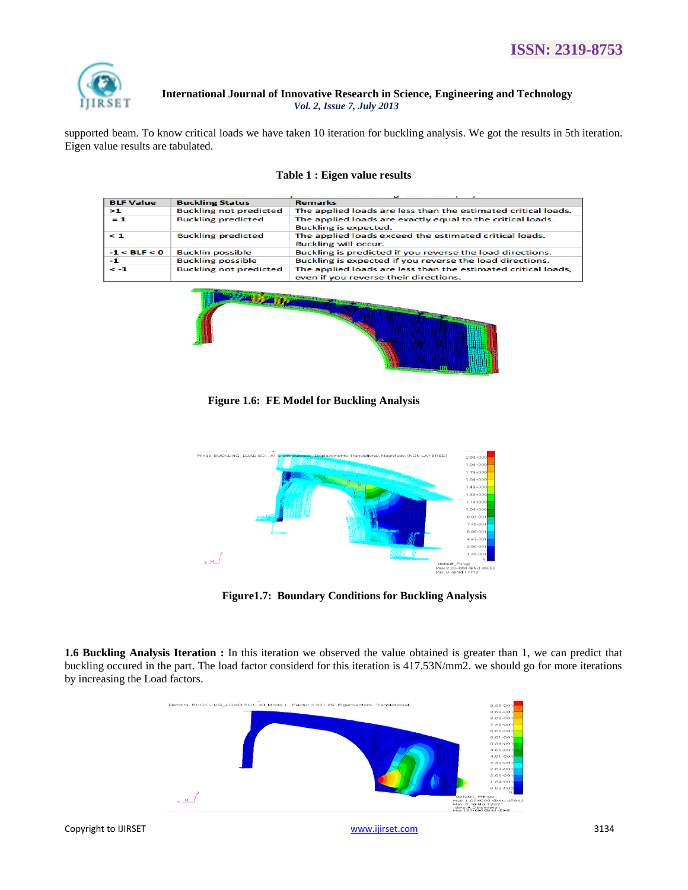supported beam. To know critical loads we have taken 10 iteration for buckling analysis. We got the results in 5th iteration. Eigen value results are tabulated.

**Table 1 : Eigen value results**

| BLF Value | Buckling Status | Remarks |
|---|---|---|
| >1 | Buckling not predicted | The applied loads are less than the estimated critical loads. |
| = 1 | Buckling predicted | The applied loads are exactly equal to the critical loads. Buckling is expected. |
| < 1 | Buckling predicted | The applied loads exceed the estimated critical loads. Buckling will occur. |
| -1 < BLF < 0 | Bucklin possible | Buckling is predicted if you reverse the load directions. |
| -1 | Buckling possible | Buckling is expected if you reverse the load directions. |
| < -1 | Buckling not predicted | The applied loads are less than the estimated critical loads, even if you reverse their directions. |

**Figure 1.6: FE Model for Buckling Analysis**

**Figure1.7: Boundary Conditions for Buckling Analysis**

**1.6 Buckling Analysis Iteration :** In this iteration we observed the value obtained is greater than 1, we can predict that buckling occured in the part. The load factor considerd for this iteration is 417.53N/mm2. we should go for more iterations by increasing the Load factors.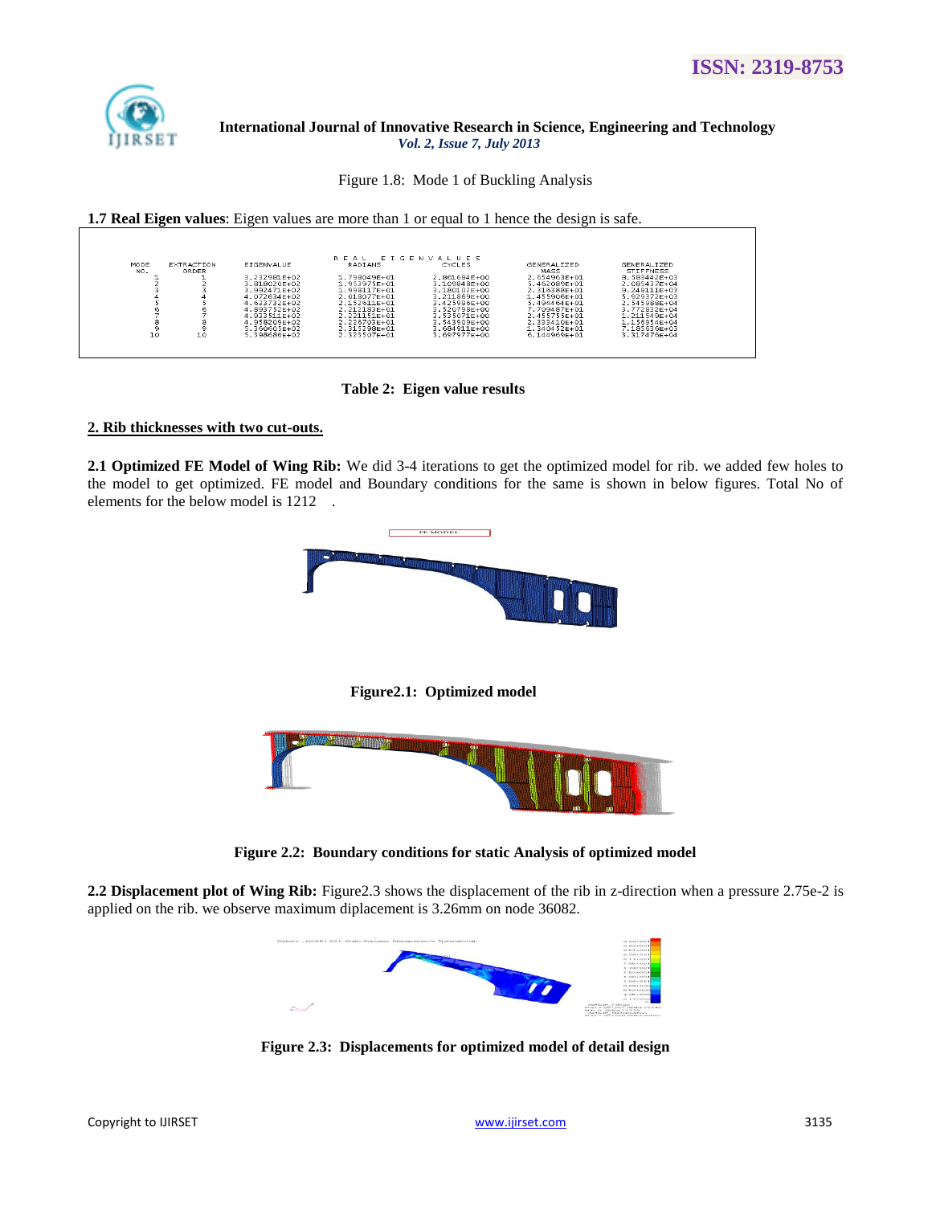Figure 1.8: Mode 1 of Buckling Analysis

**1.7 Real Eigen values**: Eigen values are more than 1 or equal to 1 hence the design is safe.

| MODE NO. | EXTRACTION ORDER | EIGENVALUE | RADIANS | CYCLES | GENERALIZED MASS | GENERALIZED STIFFNESS |
|---|---|---|---|---|---|---|
| 1 | 1 | 3.232981E+02 | 1.798049E+01 | 2.861684E+00 | 2.654963E+01 | 8.583442E+03 |
| 2 | 2 | 3.818020E+02 | 1.953975E+01 | 3.109848E+00 | 5.462089E+01 | 2.085437E+04 |
| 3 | 3 | 3.992471E+02 | 1.998117E+01 | 3.180102E+00 | 2.316388E+01 | 9.248111E+03 |
| 4 | 4 | 4.072634E+02 | 2.018077E+01 | 3.211869E+00 | 1.455906E+01 | 5.929372E+03 |
| 5 | 5 | 4.633732E+02 | 2.152611E+01 | 3.425986E+00 | 5.494464E+01 | 2.545988E+04 |
| 6 | 6 | 4.893752E+02 | 2.212183E+01 | 3.520798E+00 | 7.709487E+01 | 3.772832E+04 |
| 7 | 7 | 4.933511E+02 | 2.221151E+01 | 3.535071E+00 | 2.455755E+01 | 1.211549E+04 |
| 8 | 8 | 4.958208E+02 | 2.226703E+01 | 3.543909E+00 | 2.333410E+01 | 1.156954E+04 |
| 9 | 9 | 5.360605E+02 | 2.315298E+01 | 3.684911E+00 | 1.340452E+01 | 7.185636E+03 |
| 10 | 10 | 5.398686E+02 | 2.323507E+01 | 3.697977E+00 | 6.144969E+01 | 3.317476E+04 |

**Table 2: Eigen value results**

## 2. Rib thicknesses with two cut-outs.

**2.1 Optimized FE Model of Wing Rib:** We did 3-4 iterations to get the optimized model for rib. we added few holes to the model to get optimized. FE model and Boundary conditions for the same is shown in below figures. Total No of elements for the below model is 1212 .

**Figure2.1: Optimized model**

**Figure 2.2: Boundary conditions for static Analysis of optimized model**

**2.2 Displacement plot of Wing Rib:** Figure2.3 shows the displacement of the rib in z-direction when a pressure 2.75e-2 is applied on the rib. we observe maximum diplacement is 3.26mm on node 36082.

**Figure 2.3: Displacements for optimized model of detail design**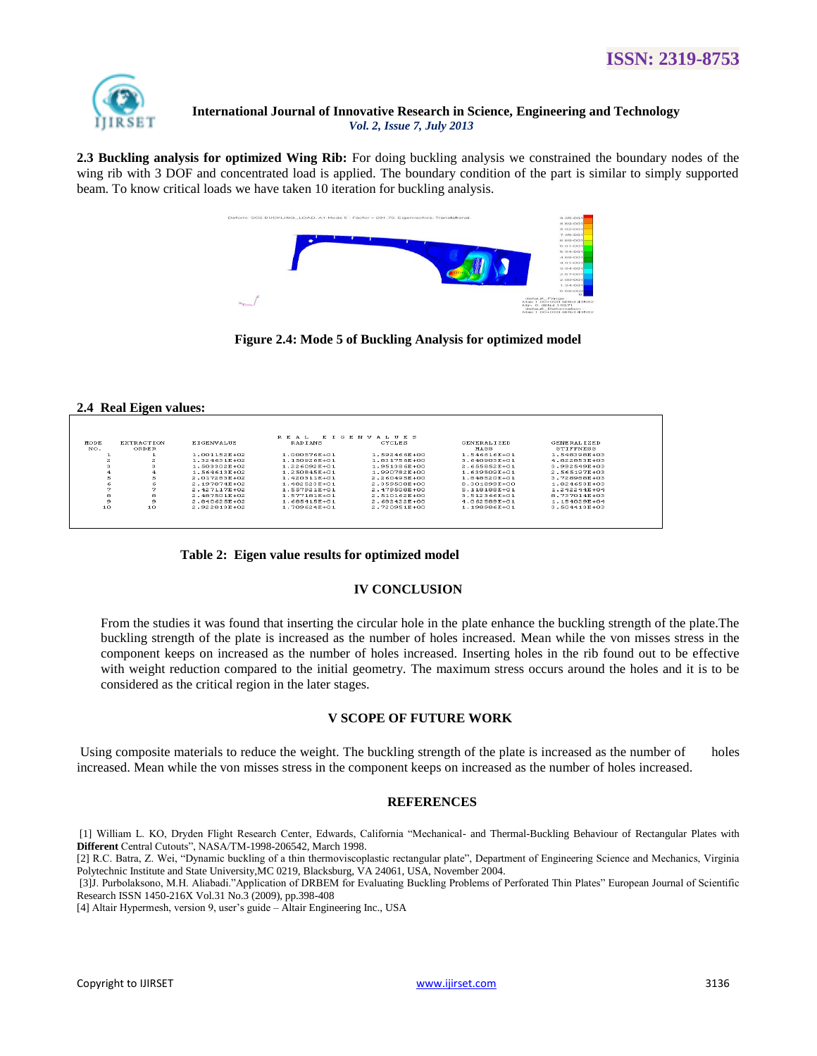**2.3 Buckling analysis for optimized Wing Rib:** For doing buckling analysis we constrained the boundary nodes of the wing rib with 3 DOF and concentrated load is applied. The boundary condition of the part is similar to simply supported beam. To know critical loads we have taken 10 iteration for buckling analysis.

Figure 2.4: Mode 5 of Buckling Analysis for optimized model

## 2.4 Real Eigen values:

| MODE NO. | EXTRACTION ORDER | EIGENVALUE | REAL EIGENVALUES RADIANS | CYCLES | GENERALIZED MASS | GENERALIZED STIFFNESS |
|---|---|---|---|---|---|---|
| 1 | 1 | 1.001152E+02 | 1.000576E+01 | 1.592466E+00 | 1.546616E+01 | 1.548398E+03 |
| 2 | 2 | 1.324631E+02 | 1.150926E+01 | 1.831756E+00 | 3.640903E+01 | 4.822853E+03 |
| 3 | 3 | 1.503302E+02 | 1.226092E+01 | 1.951388E+00 | 2.655852E+01 | 3.992549E+03 |
| 4 | 4 | 1.564613E+02 | 1.250845E+01 | 1.990782E+00 | 1.639509E+01 | 2.565197E+03 |
| 5 | 5 | 2.017283E+02 | 1.420311E+01 | 2.260498E+00 | 1.848520E+01 | 3.728988E+03 |
| 6 | 6 | 2.197874E+02 | 1.482523E+01 | 2.359508E+00 | 8.301899E+00 | 1.824653E+03 |
| 7 | 7 | 2.427117E+02 | 1.557921E+01 | 2.479508E+00 | 5.118189E+01 | 1.242244E+04 |
| 8 | 8 | 2.487501E+02 | 1.577181E+01 | 2.510162E+00 | 3.512366E+01 | 8.737014E+03 |
| 9 | 9 | 2.840625E+02 | 1.685415E+01 | 2.682423E+00 | 4.062589E+01 | 1.154029E+04 |
| 10 | 10 | 2.922813E+02 | 1.709624E+01 | 2.720951E+00 | 1.198986E+01 | 3.504413E+03 |

Table 2: Eigen value results for optimized model

## IV CONCLUSION

From the studies it was found that inserting the circular hole in the plate enhance the buckling strength of the plate.The buckling strength of the plate is increased as the number of holes increased. Mean while the von misses stress in the component keeps on increased as the number of holes increased. Inserting holes in the rib found out to be effective with weight reduction compared to the initial geometry. The maximum stress occurs around the holes and it is to be considered as the critical region in the later stages.

## V SCOPE OF FUTURE WORK

Using composite materials to reduce the weight. The buckling strength of the plate is increased as the number of holes increased. Mean while the von misses stress in the component keeps on increased as the number of holes increased.

## REFERENCES

[1] William L. KO, Dryden Flight Research Center, Edwards, California "Mechanical- and Thermal-Buckling Behaviour of Rectangular Plates with **Different** Central Cutouts", NASA/TM-1998-206542, March 1998.

[2] R.C. Batra, Z. Wei, "Dynamic buckling of a thin thermoviscoplastic rectangular plate", Department of Engineering Science and Mechanics, Virginia Polytechnic Institute and State University,MC 0219, Blacksburg, VA 24061, USA, November 2004.

[3]J. Purbolaksono, M.H. Aliabadi."Application of DRBEM for Evaluating Buckling Problems of Perforated Thin Plates" European Journal of Scientific Research ISSN 1450-216X Vol.31 No.3 (2009), pp.398-408

[4] Altair Hypermesh, version 9, user's guide – Altair Engineering Inc., USA